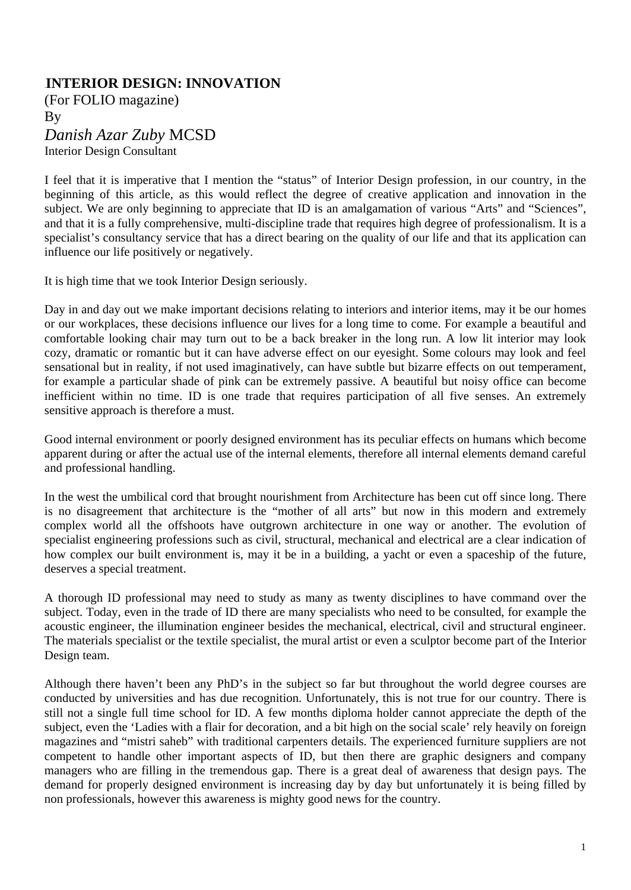# INTERIOR DESIGN: INNOVATION

(For FOLIO magazine)

By

*Danish Azar Zuby* MCSD

Interior Design Consultant

I feel that it is imperative that I mention the "status" of Interior Design profession, in our country, in the beginning of this article, as this would reflect the degree of creative application and innovation in the subject. We are only beginning to appreciate that ID is an amalgamation of various "Arts" and "Sciences", and that it is a fully comprehensive, multi-discipline trade that requires high degree of professionalism. It is a specialist's consultancy service that has a direct bearing on the quality of our life and that its application can influence our life positively or negatively.

It is high time that we took Interior Design seriously.

Day in and day out we make important decisions relating to interiors and interior items, may it be our homes or our workplaces, these decisions influence our lives for a long time to come. For example a beautiful and comfortable looking chair may turn out to be a back breaker in the long run. A low lit interior may look cozy, dramatic or romantic but it can have adverse effect on our eyesight. Some colours may look and feel sensational but in reality, if not used imaginatively, can have subtle but bizarre effects on out temperament, for example a particular shade of pink can be extremely passive. A beautiful but noisy office can become inefficient within no time. ID is one trade that requires participation of all five senses. An extremely sensitive approach is therefore a must.

Good internal environment or poorly designed environment has its peculiar effects on humans which become apparent during or after the actual use of the internal elements, therefore all internal elements demand careful and professional handling.

In the west the umbilical cord that brought nourishment from Architecture has been cut off since long. There is no disagreement that architecture is the "mother of all arts" but now in this modern and extremely complex world all the offshoots have outgrown architecture in one way or another. The evolution of specialist engineering professions such as civil, structural, mechanical and electrical are a clear indication of how complex our built environment is, may it be in a building, a yacht or even a spaceship of the future, deserves a special treatment.

A thorough ID professional may need to study as many as twenty disciplines to have command over the subject. Today, even in the trade of ID there are many specialists who need to be consulted, for example the acoustic engineer, the illumination engineer besides the mechanical, electrical, civil and structural engineer. The materials specialist or the textile specialist, the mural artist or even a sculptor become part of the Interior Design team.

Although there haven't been any PhD's in the subject so far but throughout the world degree courses are conducted by universities and has due recognition. Unfortunately, this is not true for our country. There is still not a single full time school for ID. A few months diploma holder cannot appreciate the depth of the subject, even the 'Ladies with a flair for decoration, and a bit high on the social scale' rely heavily on foreign magazines and "mistri saheb" with traditional carpenters details. The experienced furniture suppliers are not competent to handle other important aspects of ID, but then there are graphic designers and company managers who are filling in the tremendous gap. There is a great deal of awareness that design pays. The demand for properly designed environment is increasing day by day but unfortunately it is being filled by non professionals, however this awareness is mighty good news for the country.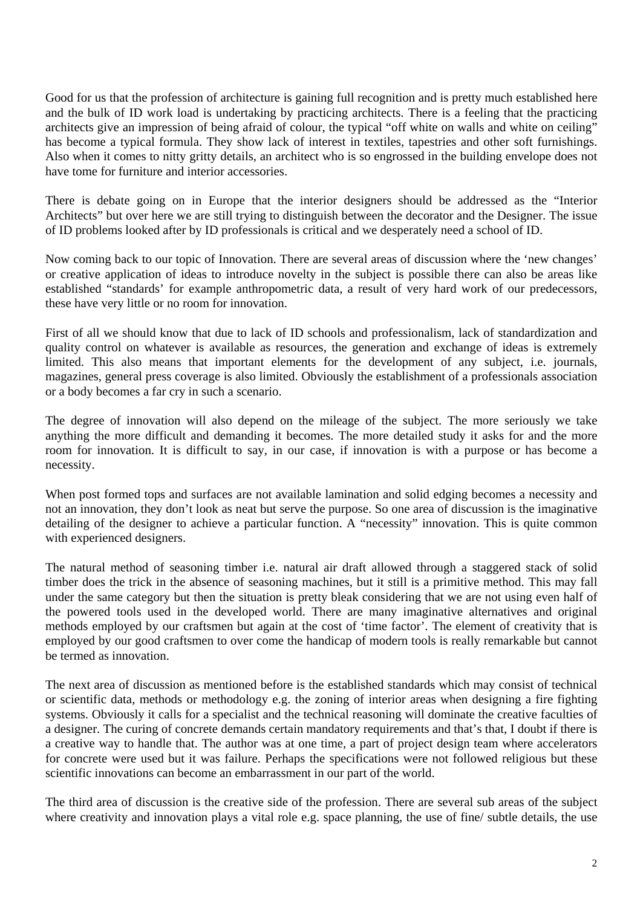Good for us that the profession of architecture is gaining full recognition and is pretty much established here and the bulk of ID work load is undertaking by practicing architects. There is a feeling that the practicing architects give an impression of being afraid of colour, the typical "off white on walls and white on ceiling" has become a typical formula. They show lack of interest in textiles, tapestries and other soft furnishings. Also when it comes to nitty gritty details, an architect who is so engrossed in the building envelope does not have tome for furniture and interior accessories.

There is debate going on in Europe that the interior designers should be addressed as the "Interior Architects" but over here we are still trying to distinguish between the decorator and the Designer. The issue of ID problems looked after by ID professionals is critical and we desperately need a school of ID.

Now coming back to our topic of Innovation. There are several areas of discussion where the 'new changes' or creative application of ideas to introduce novelty in the subject is possible there can also be areas like established "standards' for example anthropometric data, a result of very hard work of our predecessors, these have very little or no room for innovation.

First of all we should know that due to lack of ID schools and professionalism, lack of standardization and quality control on whatever is available as resources, the generation and exchange of ideas is extremely limited. This also means that important elements for the development of any subject, i.e. journals, magazines, general press coverage is also limited. Obviously the establishment of a professionals association or a body becomes a far cry in such a scenario.

The degree of innovation will also depend on the mileage of the subject. The more seriously we take anything the more difficult and demanding it becomes. The more detailed study it asks for and the more room for innovation. It is difficult to say, in our case, if innovation is with a purpose or has become a necessity.

When post formed tops and surfaces are not available lamination and solid edging becomes a necessity and not an innovation, they don't look as neat but serve the purpose. So one area of discussion is the imaginative detailing of the designer to achieve a particular function. A "necessity" innovation. This is quite common with experienced designers.

The natural method of seasoning timber i.e. natural air draft allowed through a staggered stack of solid timber does the trick in the absence of seasoning machines, but it still is a primitive method. This may fall under the same category but then the situation is pretty bleak considering that we are not using even half of the powered tools used in the developed world. There are many imaginative alternatives and original methods employed by our craftsmen but again at the cost of 'time factor'. The element of creativity that is employed by our good craftsmen to over come the handicap of modern tools is really remarkable but cannot be termed as innovation.

The next area of discussion as mentioned before is the established standards which may consist of technical or scientific data, methods or methodology e.g. the zoning of interior areas when designing a fire fighting systems. Obviously it calls for a specialist and the technical reasoning will dominate the creative faculties of a designer. The curing of concrete demands certain mandatory requirements and that's that, I doubt if there is a creative way to handle that. The author was at one time, a part of project design team where accelerators for concrete were used but it was failure. Perhaps the specifications were not followed religious but these scientific innovations can become an embarrassment in our part of the world.

The third area of discussion is the creative side of the profession. There are several sub areas of the subject where creativity and innovation plays a vital role e.g. space planning, the use of fine/ subtle details, the use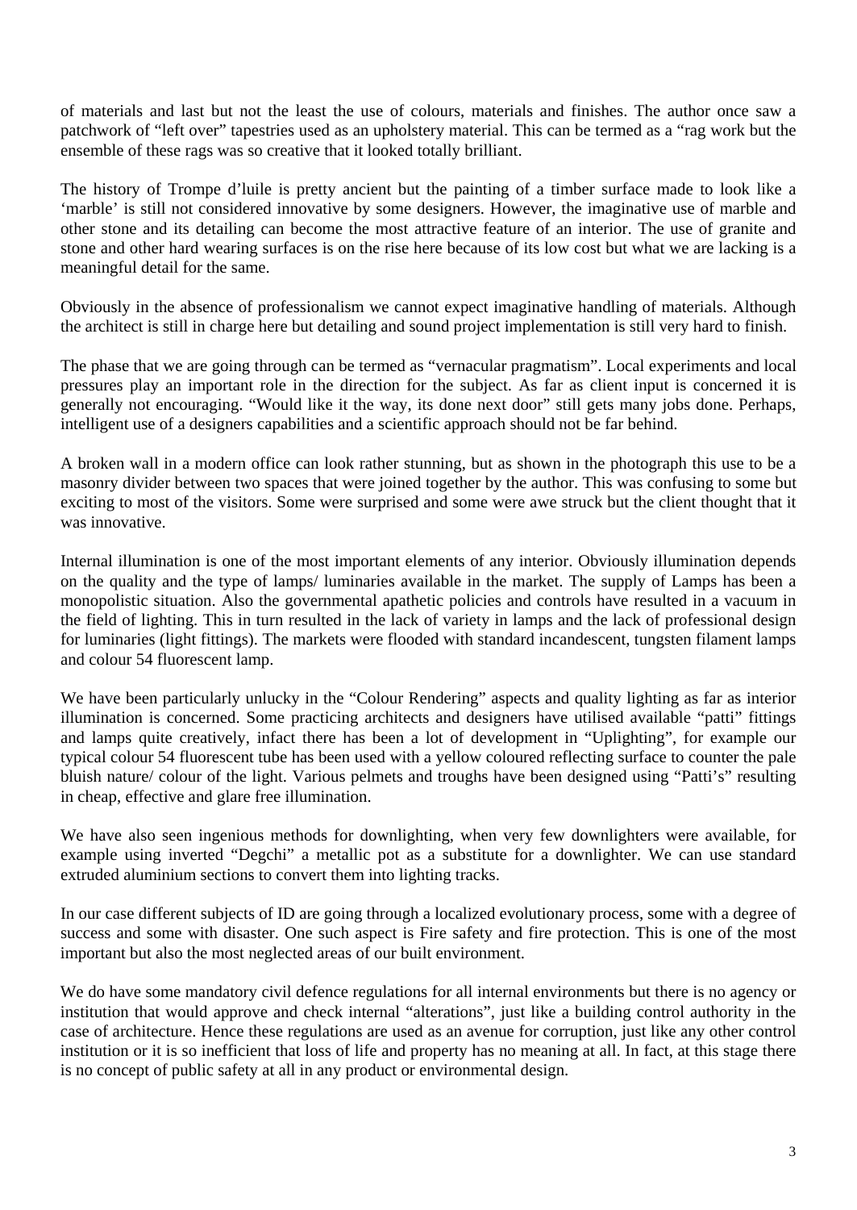of materials and last but not the least the use of colours, materials and finishes. The author once saw a patchwork of "left over" tapestries used as an upholstery material. This can be termed as a "rag work but the ensemble of these rags was so creative that it looked totally brilliant.

The history of Trompe d'luile is pretty ancient but the painting of a timber surface made to look like a 'marble' is still not considered innovative by some designers. However, the imaginative use of marble and other stone and its detailing can become the most attractive feature of an interior. The use of granite and stone and other hard wearing surfaces is on the rise here because of its low cost but what we are lacking is a meaningful detail for the same.

Obviously in the absence of professionalism we cannot expect imaginative handling of materials. Although the architect is still in charge here but detailing and sound project implementation is still very hard to finish.

The phase that we are going through can be termed as "vernacular pragmatism". Local experiments and local pressures play an important role in the direction for the subject. As far as client input is concerned it is generally not encouraging. "Would like it the way, its done next door" still gets many jobs done. Perhaps, intelligent use of a designers capabilities and a scientific approach should not be far behind.

A broken wall in a modern office can look rather stunning, but as shown in the photograph this use to be a masonry divider between two spaces that were joined together by the author. This was confusing to some but exciting to most of the visitors. Some were surprised and some were awe struck but the client thought that it was innovative.

Internal illumination is one of the most important elements of any interior. Obviously illumination depends on the quality and the type of lamps/ luminaries available in the market. The supply of Lamps has been a monopolistic situation. Also the governmental apathetic policies and controls have resulted in a vacuum in the field of lighting. This in turn resulted in the lack of variety in lamps and the lack of professional design for luminaries (light fittings). The markets were flooded with standard incandescent, tungsten filament lamps and colour 54 fluorescent lamp.

We have been particularly unlucky in the "Colour Rendering" aspects and quality lighting as far as interior illumination is concerned. Some practicing architects and designers have utilised available "patti" fittings and lamps quite creatively, infact there has been a lot of development in "Uplighting", for example our typical colour 54 fluorescent tube has been used with a yellow coloured reflecting surface to counter the pale bluish nature/ colour of the light. Various pelmets and troughs have been designed using "Patti's" resulting in cheap, effective and glare free illumination.

We have also seen ingenious methods for downlighting, when very few downlighters were available, for example using inverted "Degchi" a metallic pot as a substitute for a downlighter. We can use standard extruded aluminium sections to convert them into lighting tracks.

In our case different subjects of ID are going through a localized evolutionary process, some with a degree of success and some with disaster. One such aspect is Fire safety and fire protection. This is one of the most important but also the most neglected areas of our built environment.

We do have some mandatory civil defence regulations for all internal environments but there is no agency or institution that would approve and check internal "alterations", just like a building control authority in the case of architecture. Hence these regulations are used as an avenue for corruption, just like any other control institution or it is so inefficient that loss of life and property has no meaning at all. In fact, at this stage there is no concept of public safety at all in any product or environmental design.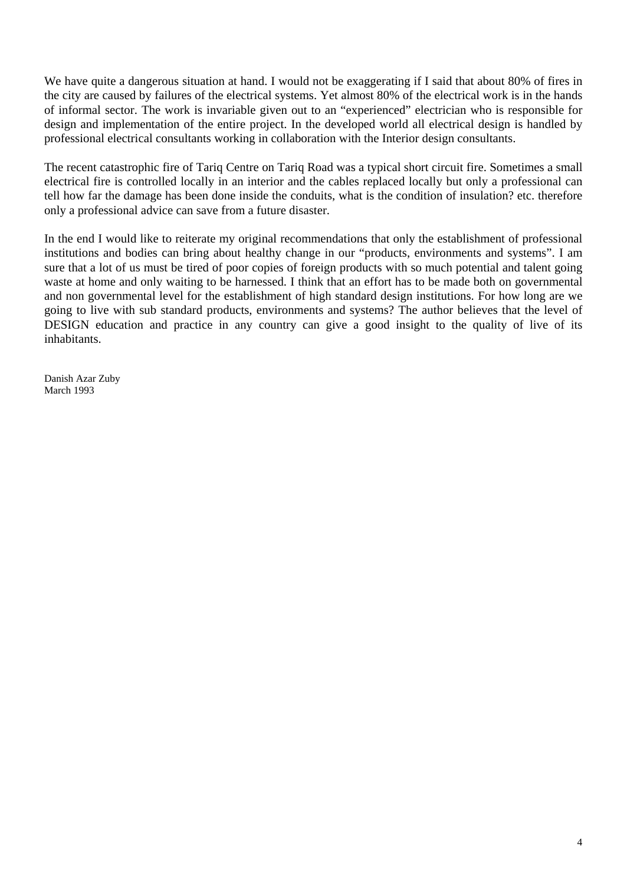We have quite a dangerous situation at hand. I would not be exaggerating if I said that about 80% of fires in the city are caused by failures of the electrical systems. Yet almost 80% of the electrical work is in the hands of informal sector. The work is invariable given out to an "experienced" electrician who is responsible for design and implementation of the entire project. In the developed world all electrical design is handled by professional electrical consultants working in collaboration with the Interior design consultants.

The recent catastrophic fire of Tariq Centre on Tariq Road was a typical short circuit fire. Sometimes a small electrical fire is controlled locally in an interior and the cables replaced locally but only a professional can tell how far the damage has been done inside the conduits, what is the condition of insulation? etc. therefore only a professional advice can save from a future disaster.

In the end I would like to reiterate my original recommendations that only the establishment of professional institutions and bodies can bring about healthy change in our "products, environments and systems". I am sure that a lot of us must be tired of poor copies of foreign products with so much potential and talent going waste at home and only waiting to be harnessed. I think that an effort has to be made both on governmental and non governmental level for the establishment of high standard design institutions. For how long are we going to live with sub standard products, environments and systems? The author believes that the level of DESIGN education and practice in any country can give a good insight to the quality of live of its inhabitants.

Danish Azar Zuby
March 1993